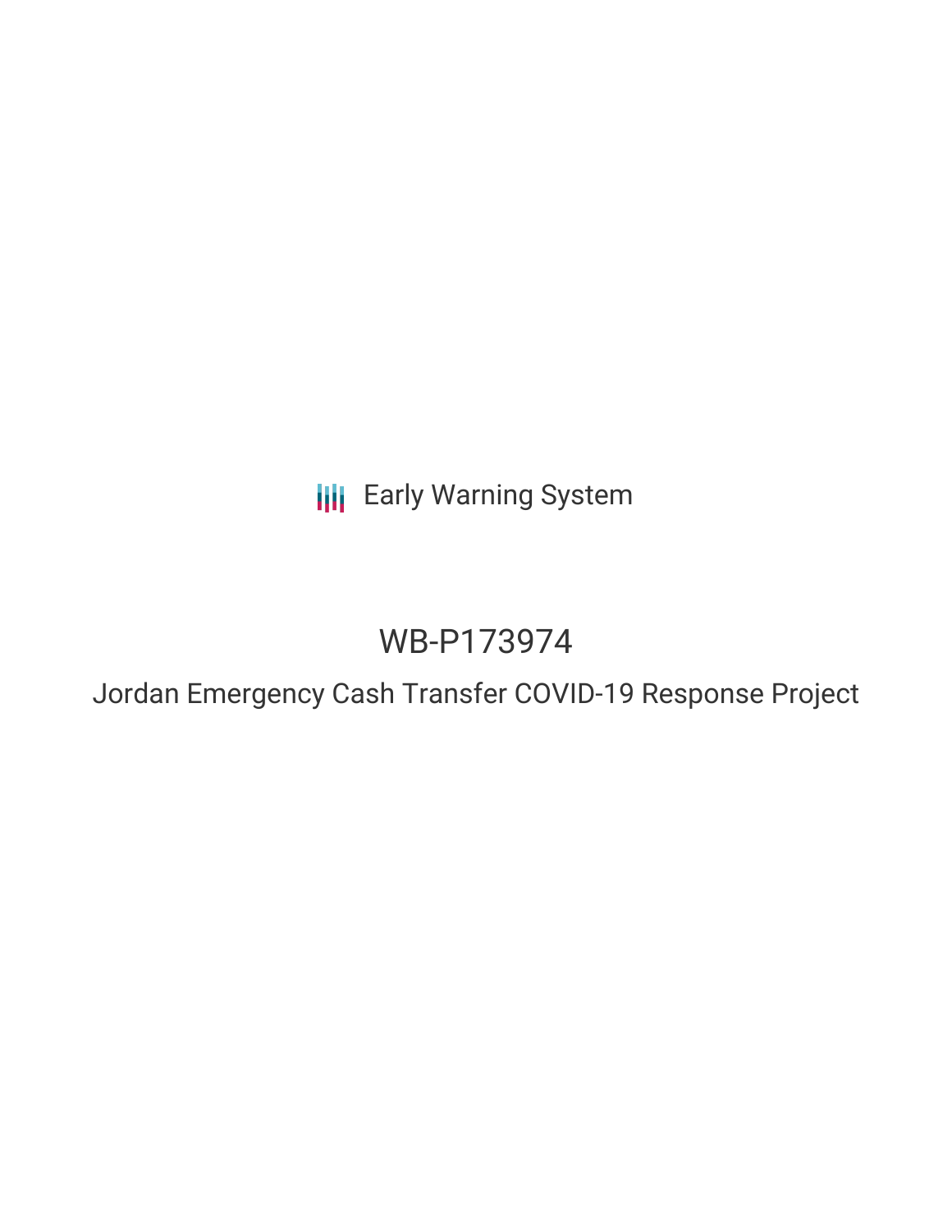Early Warning System

# WB-P173974

## Jordan Emergency Cash Transfer COVID-19 Response Project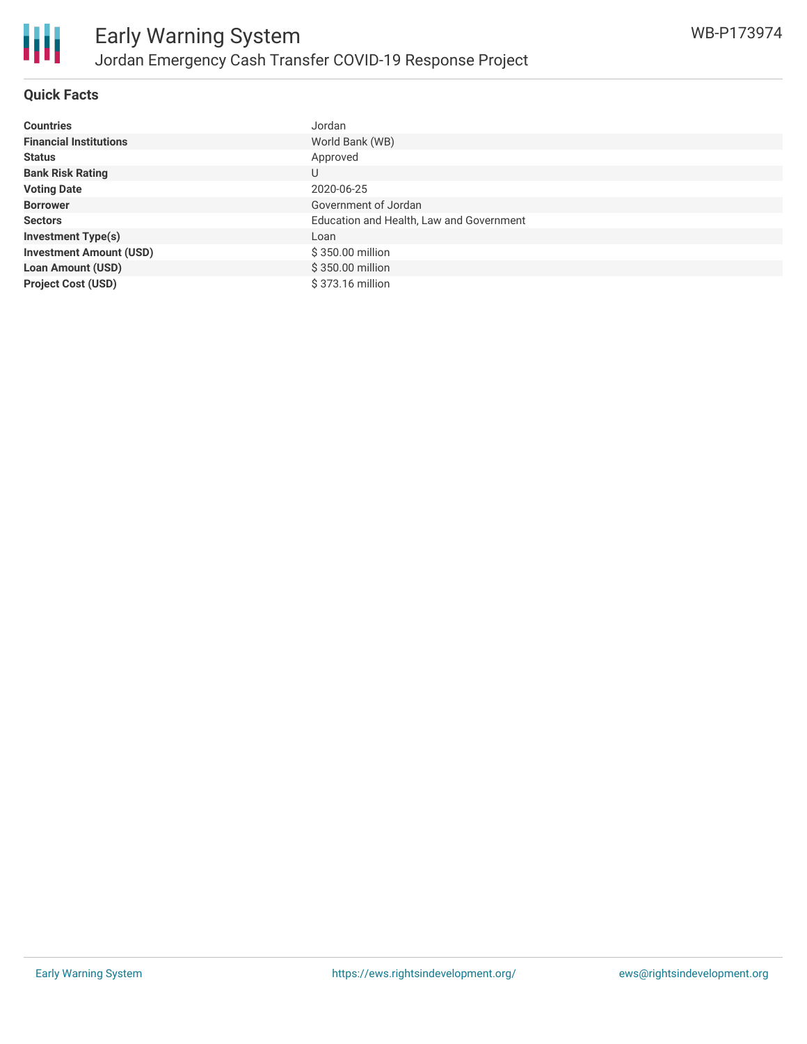## Quick Facts

| | |
|---|---|
| **Countries** | Jordan |
| **Financial Institutions** | World Bank (WB) |
| **Status** | Approved |
| **Bank Risk Rating** | U |
| **Voting Date** | 2020-06-25 |
| **Borrower** | Government of Jordan |
| **Sectors** | Education and Health, Law and Government |
| **Investment Type(s)** | Loan |
| **Investment Amount (USD)** | $ 350.00 million |
| **Loan Amount (USD)** | $ 350.00 million |
| **Project Cost (USD)** | $ 373.16 million |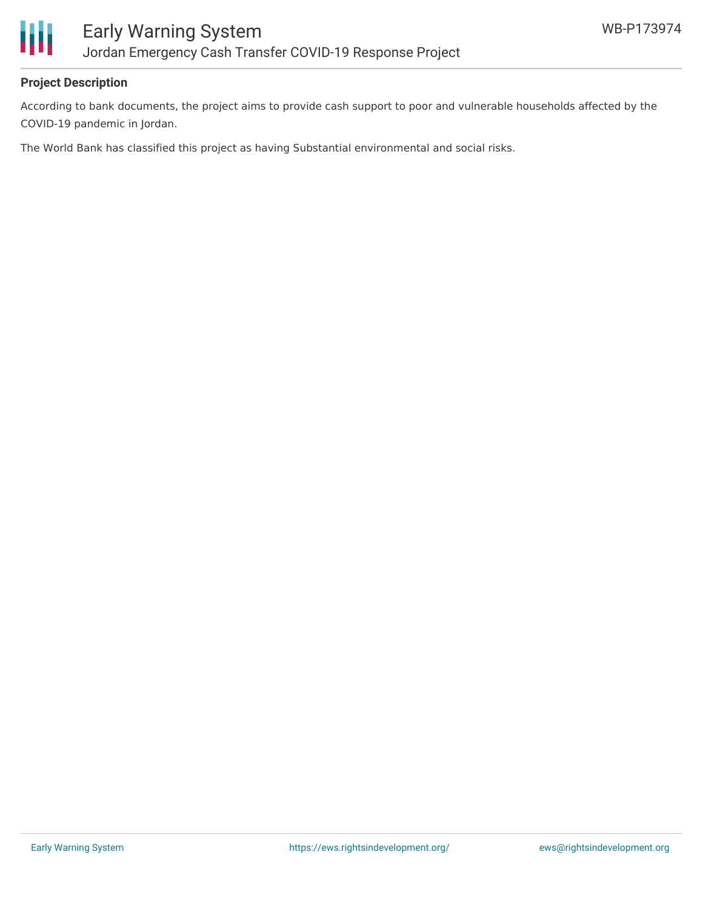**Project Description**

According to bank documents, the project aims to provide cash support to poor and vulnerable households affected by the COVID-19 pandemic in Jordan.

The World Bank has classified this project as having Substantial environmental and social risks.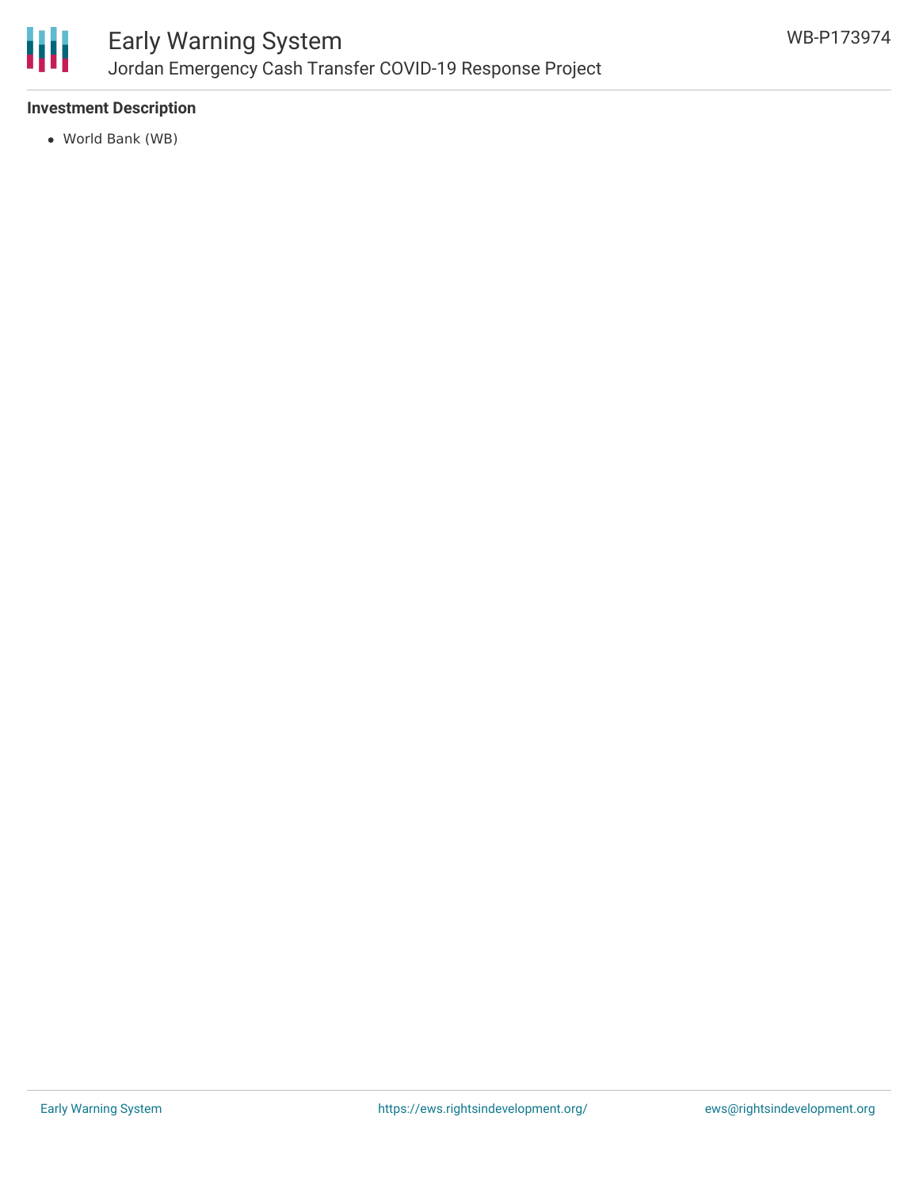### Investment Description

- World Bank (WB)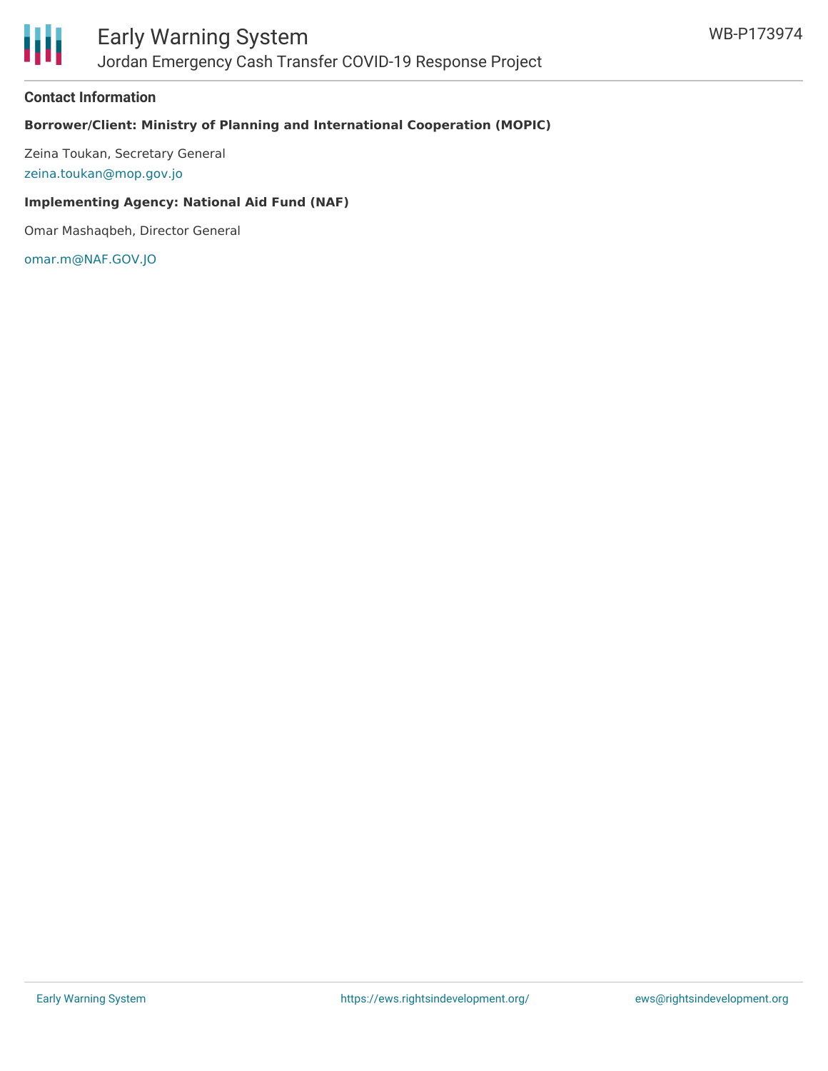## Contact Information

**Borrower/Client: Ministry of Planning and International Cooperation (MOPIC)**

Zeina Toukan, Secretary General
zeina.toukan@mop.gov.jo

**Implementing Agency: National Aid Fund (NAF)**

Omar Mashaqbeh, Director General

omar.m@NAF.GOV.JO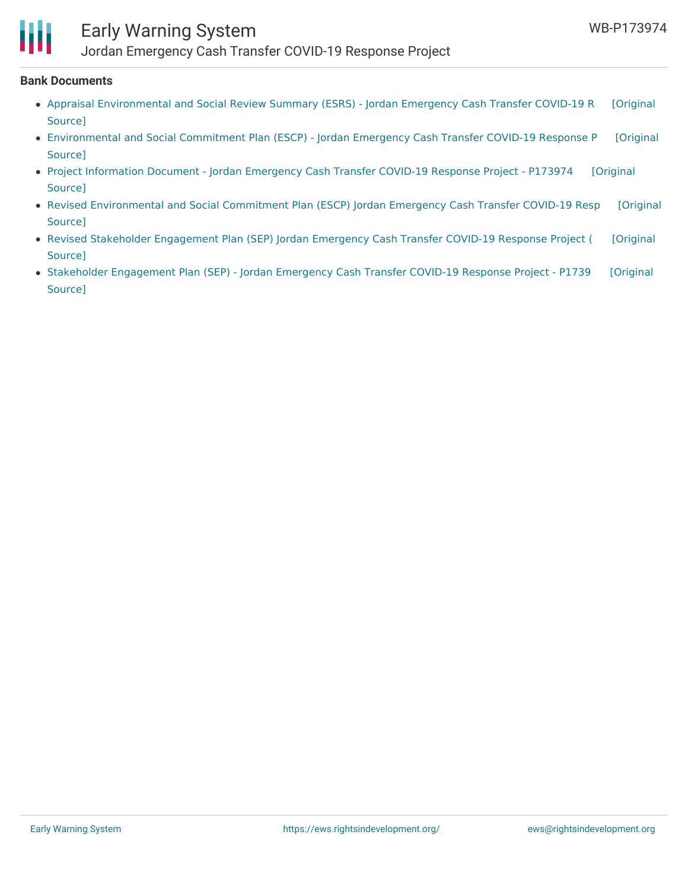**Bank Documents**

- Appraisal Environmental and Social Review Summary (ESRS) - Jordan Emergency Cash Transfer COVID-19 R [Original Source]
- Environmental and Social Commitment Plan (ESCP) - Jordan Emergency Cash Transfer COVID-19 Response P [Original Source]
- Project Information Document - Jordan Emergency Cash Transfer COVID-19 Response Project - P173974 [Original Source]
- Revised Environmental and Social Commitment Plan (ESCP) Jordan Emergency Cash Transfer COVID-19 Resp [Original Source]
- Revised Stakeholder Engagement Plan (SEP) Jordan Emergency Cash Transfer COVID-19 Response Project ( [Original Source]
- Stakeholder Engagement Plan (SEP) - Jordan Emergency Cash Transfer COVID-19 Response Project - P1739 [Original Source]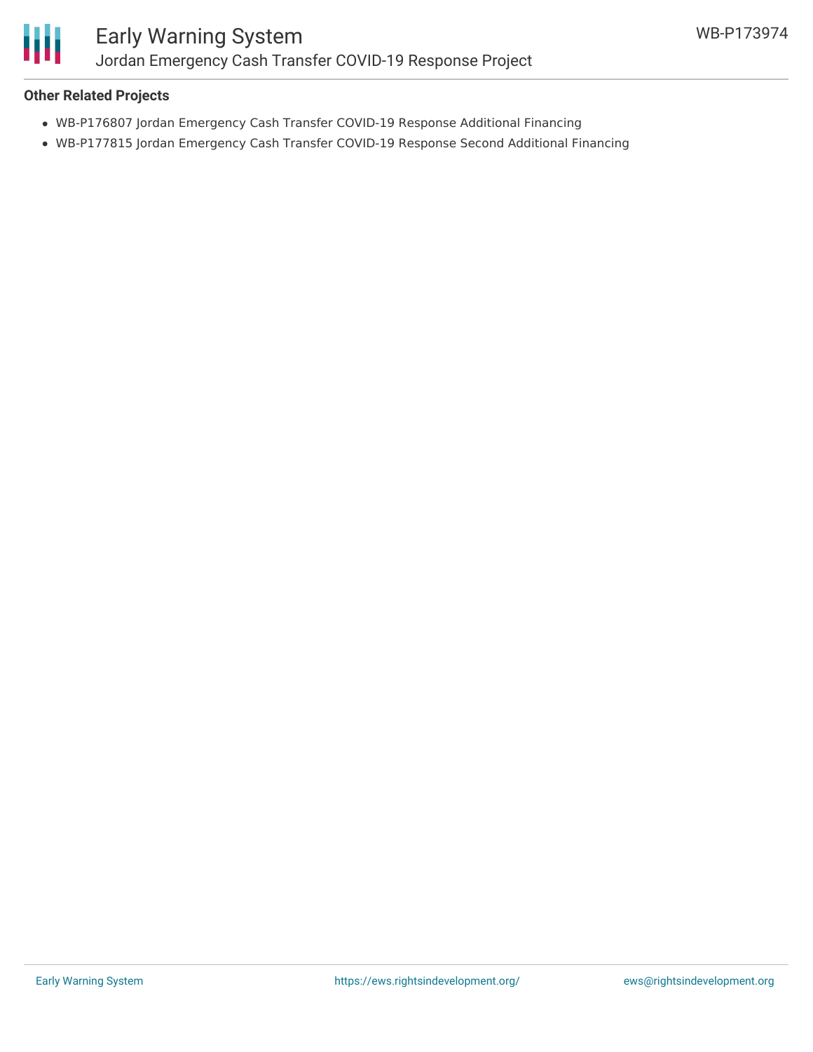### Other Related Projects

- WB-P176807 Jordan Emergency Cash Transfer COVID-19 Response Additional Financing
- WB-P177815 Jordan Emergency Cash Transfer COVID-19 Response Second Additional Financing